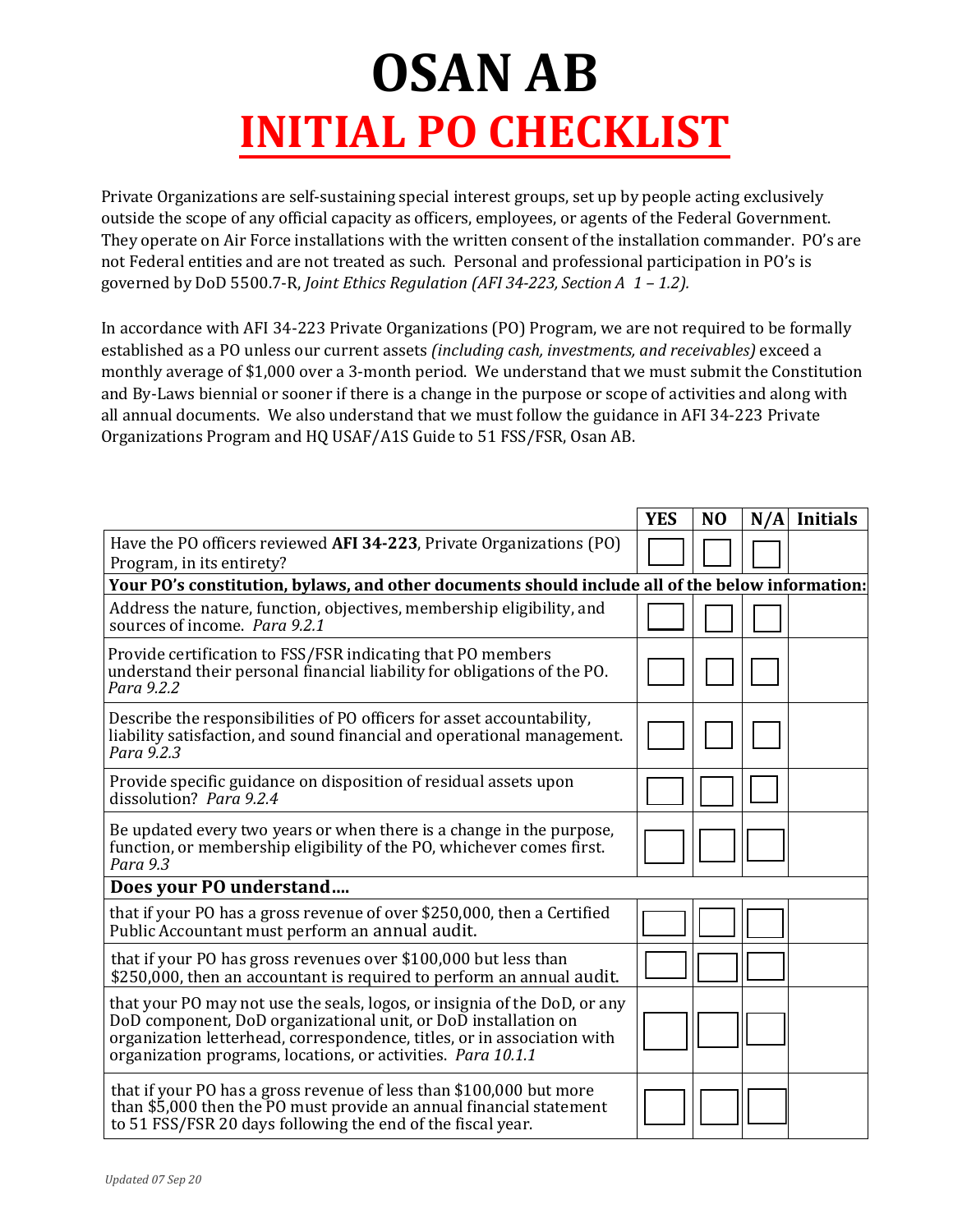# OSAN AB

# INITIAL PO CHECKLIST

Private Organizations are self-sustaining special interest groups, set up by people acting exclusively outside the scope of any official capacity as officers, employees, or agents of the Federal Government. They operate on Air Force installations with the written consent of the installation commander. PO's are not Federal entities and are not treated as such. Personal and professional participation in PO's is governed by DoD 5500.7-R, *Joint Ethics Regulation (AFI 34-223, Section A 1 – 1.2).*

In accordance with AFI 34-223 Private Organizations (PO) Program, we are not required to be formally established as a PO unless our current assets *(including cash, investments, and receivables)* exceed a monthly average of $1,000 over a 3-month period. We understand that we must submit the Constitution and By-Laws biennial or sooner if there is a change in the purpose or scope of activities and along with all annual documents. We also understand that we must follow the guidance in AFI 34-223 Private Organizations Program and HQ USAF/A1S Guide to 51 FSS/FSR, Osan AB.

| | YES | NO | N/A | Initials |
|---|---|---|---|---|
| Have the PO officers reviewed **AFI 34-223**, Private Organizations (PO) Program, in its entirety? | ☐ | ☐ | ☐ | |
| **Your PO's constitution, bylaws, and other documents should include all of the below information:** | | | | |
| Address the nature, function, objectives, membership eligibility, and sources of income. *Para 9.2.1* | ☐ | ☐ | ☐ | |
| Provide certification to FSS/FSR indicating that PO members understand their personal financial liability for obligations of the PO. *Para 9.2.2* | ☐ | ☐ | ☐ | |
| Describe the responsibilities of PO officers for asset accountability, liability satisfaction, and sound financial and operational management. *Para 9.2.3* | ☐ | ☐ | ☐ | |
| Provide specific guidance on disposition of residual assets upon dissolution? *Para 9.2.4* | ☐ | ☐ | ☐ | |
| Be updated every two years or when there is a change in the purpose, function, or membership eligibility of the PO, whichever comes first. *Para 9.3* | ☐ | ☐ | ☐ | |
| **Does your PO understand....** | | | | |
| that if your PO has a gross revenue of over $250,000, then a Certified Public Accountant must perform an annual audit. | ☐ | ☐ | ☐ | |
| that if your PO has gross revenues over $100,000 but less than $250,000, then an accountant is required to perform an annual audit. | ☐ | ☐ | ☐ | |
| that your PO may not use the seals, logos, or insignia of the DoD, or any DoD component, DoD organizational unit, or DoD installation on organization letterhead, correspondence, titles, or in association with organization programs, locations, or activities. *Para 10.1.1* | ☐ | ☐ | ☐ | |
| that if your PO has a gross revenue of less than $100,000 but more than $5,000 then the PO must provide an annual financial statement to 51 FSS/FSR 20 days following the end of the fiscal year. | ☐ | ☐ | ☐ | |

*Updated 07 Sep 20*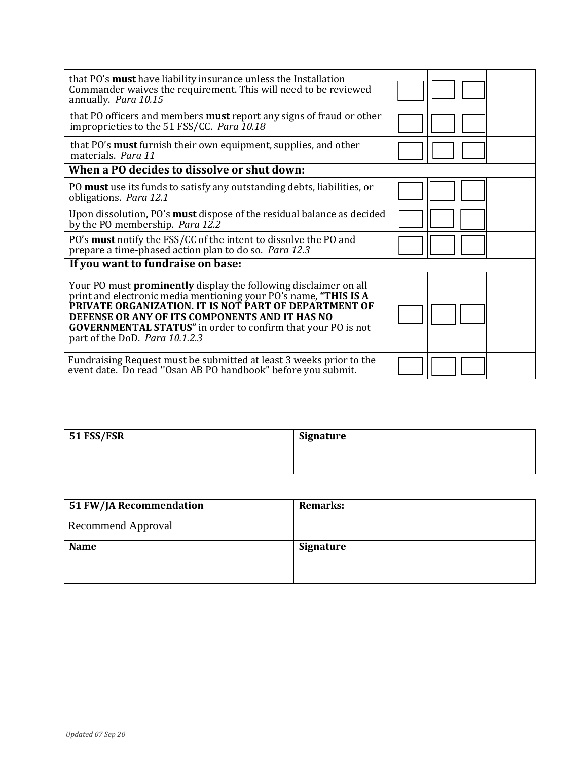| | | | | |
|---|---|---|---|---|
| that PO’s **must** have liability insurance unless the Installation Commander waives the requirement. This will need to be reviewed annually. *Para 10.15* | ☐ | ☐ | ☐ | |
| that PO officers and members **must** report any signs of fraud or other improprieties to the 51 FSS/CC. *Para 10.18* | ☐ | ☐ | ☐ | |
| that PO’s **must** furnish their own equipment, supplies, and other materials. *Para 11* | ☐ | ☐ | ☐ | |
| **When a PO decides to dissolve or shut down:** | | | | |
| PO **must** use its funds to satisfy any outstanding debts, liabilities, or obligations. *Para 12.1* | ☐ | ☐ | ☐ | |
| Upon dissolution, PO’s **must** dispose of the residual balance as decided by the PO membership. *Para 12.2* | ☐ | ☐ | ☐ | |
| PO’s **must** notify the FSS/CC of the intent to dissolve the PO and prepare a time-phased action plan to do so. *Para 12.3* | ☐ | ☐ | ☐ | |
| **If you want to fundraise on base:** | | | | |
| Your PO must **prominently** display the following disclaimer on all print and electronic media mentioning your PO’s name, **“THIS IS A PRIVATE ORGANIZATION. IT IS NOT PART OF DEPARTMENT OF DEFENSE OR ANY OF ITS COMPONENTS AND IT HAS NO GOVERNMENTAL STATUS”** in order to confirm that your PO is not part of the DoD. *Para 10.1.2.3* | ☐ | ☐ | ☐ | |
| Fundraising Request must be submitted at least 3 weeks prior to the event date. Do read ''Osan AB PO handbook" before you submit. | ☐ | ☐ | ☐ | |

| **51 FSS/FSR** | **Signature** |
|---|---|
| | |

| **51 FW/JA Recommendation** | **Remarks:** |
|---|---|
| Recommend Approval | |
| **Name** | **Signature** |
| | |

*Updated 07 Sep 20*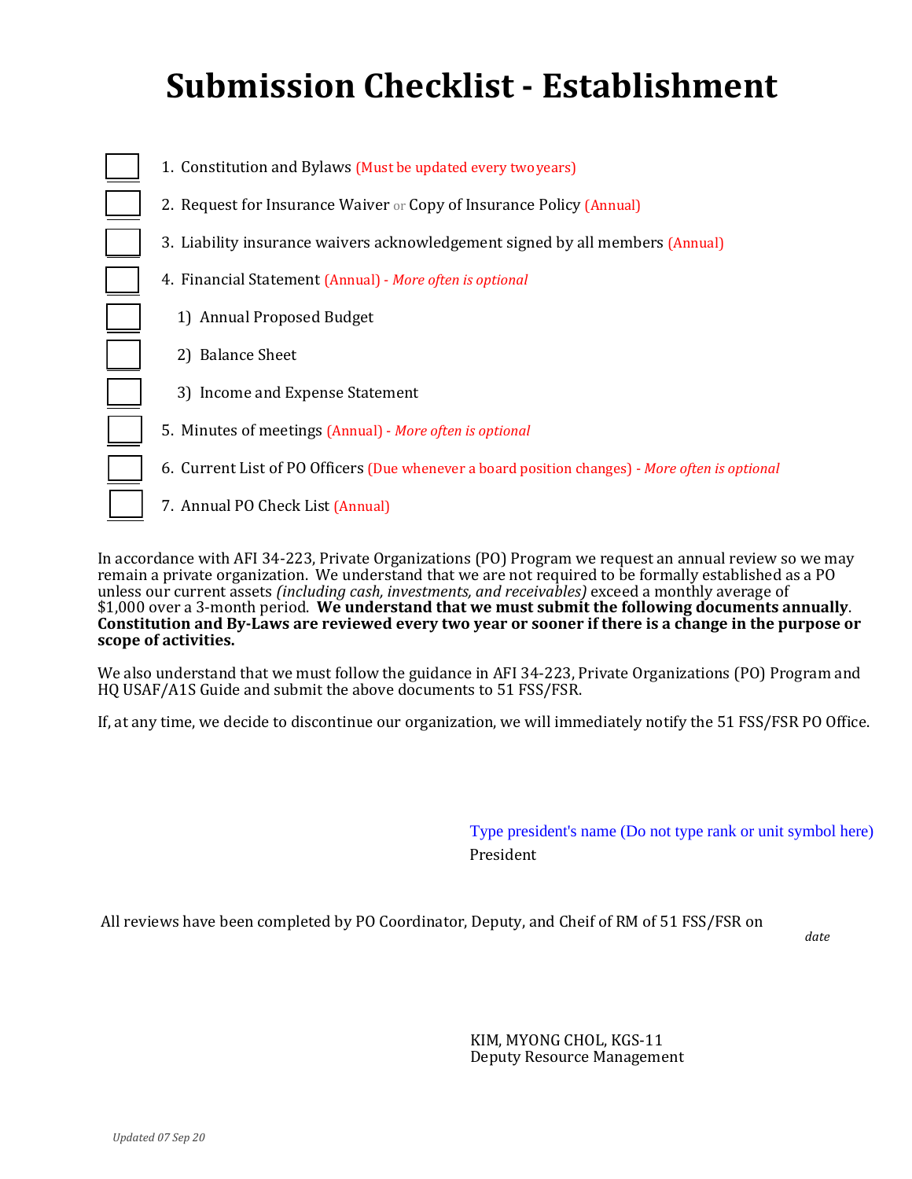# Submission Checklist - Establishment

- [ ] 1. Constitution and Bylaws (Must be updated every two years)
- [ ] 2. Request for Insurance Waiver or Copy of Insurance Policy (Annual)
- [ ] 3. Liability insurance waivers acknowledgement signed by all members (Annual)
- [ ] 4. Financial Statement (Annual) - *More often is optional*
- [ ] 1) Annual Proposed Budget
- [ ] 2) Balance Sheet
- [ ] 3) Income and Expense Statement
- [ ] 5. Minutes of meetings (Annual) - *More often is optional*
- [ ] 6. Current List of PO Officers (Due whenever a board position changes) - *More often is optional*
- [ ] 7. Annual PO Check List (Annual)

In accordance with AFI 34-223, Private Organizations (PO) Program we request an annual review so we may remain a private organization. We understand that we are not required to be formally established as a PO unless our current assets *(including cash, investments, and receivables)* exceed a monthly average of $1,000 over a 3-month period. **We understand that we must submit the following documents annually**. **Constitution and By-Laws are reviewed every two year or sooner if there is a change in the purpose or scope of activities.**

We also understand that we must follow the guidance in AFI 34-223, Private Organizations (PO) Program and HQ USAF/A1S Guide and submit the above documents to 51 FSS/FSR.

If, at any time, we decide to discontinue our organization, we will immediately notify the 51 FSS/FSR PO Office.

Type president's name (Do not type rank or unit symbol here)
President

All reviews have been completed by PO Coordinator, Deputy, and Cheif of RM of 51 FSS/FSR on *date*

KIM, MYONG CHOL, KGS-11
Deputy Resource Management

*Updated 07 Sep 20*